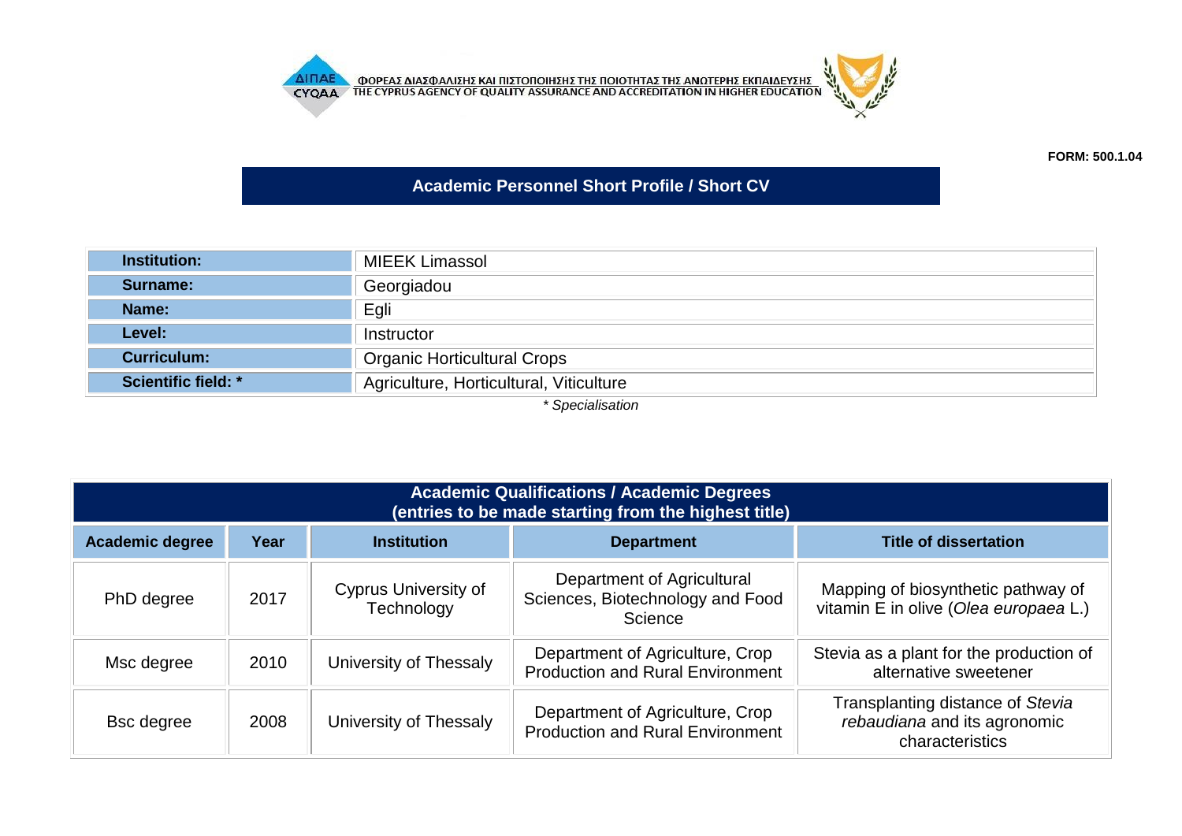ΦΟΡΕΑΣ ΔΙΑΣΦΑΛΙΣΗΣ ΚΑΙ ΠΙΣΤΟΠΟΙΗΣΗΣ ΤΗΣ ΠΟΙΟΤΗΤΑΣ ΤΗΣ ΑΝΩΤΕΡΗΣ ΕΚΠΑΙΔΕΥΣΗΣ
THE CYPRUS AGENCY OF QUALITY ASSURANCE AND ACCREDITATION IN HIGHER EDUCATION

**FORM: 500.1.04**

## Academic Personnel Short Profile / Short CV

| | |
|---|---|
| **Institution:** | MIEEK Limassol |
| **Surname:** | Georgiadou |
| **Name:** | Egli |
| **Level:** | Instructor |
| **Curriculum:** | Organic Horticultural Crops |
| **Scientific field: *** | Agriculture, Horticultural, Viticulture |

*\* Specialisation*

**Academic Qualifications / Academic Degrees (entries to be made starting from the highest title)**

| Academic degree | Year | Institution | Department | Title of dissertation |
|---|---|---|---|---|
| PhD degree | 2017 | Cyprus University of Technology | Department of Agricultural Sciences, Biotechnology and Food Science | Mapping of biosynthetic pathway of vitamin E in olive (*Olea europaea* L.) |
| Msc degree | 2010 | University of Thessaly | Department of Agriculture, Crop Production and Rural Environment | Stevia as a plant for the production of alternative sweetener |
| Bsc degree | 2008 | University of Thessaly | Department of Agriculture, Crop Production and Rural Environment | Transplanting distance of *Stevia rebaudiana* and its agronomic characteristics |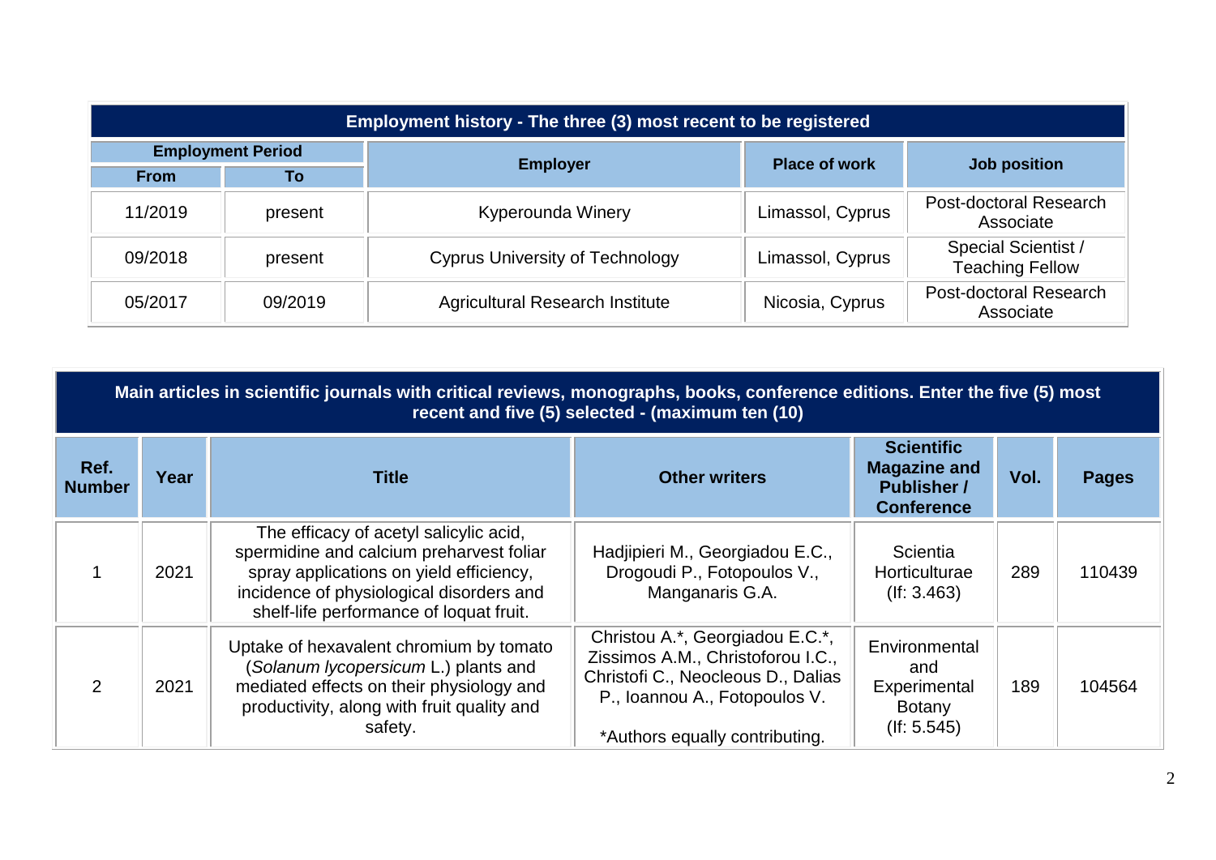| Employment history - The three (3) most recent to be registered | | | | |
|---|---|---|---|---|
| Employment Period | | Employer | Place of work | Job position |
| From | To | | | |
| 11/2019 | present | Kyperounda Winery | Limassol, Cyprus | Post-doctoral Research Associate |
| 09/2018 | present | Cyprus University of Technology | Limassol, Cyprus | Special Scientist / Teaching Fellow |
| 05/2017 | 09/2019 | Agricultural Research Institute | Nicosia, Cyprus | Post-doctoral Research Associate |

| Main articles in scientific journals with critical reviews, monographs, books, conference editions. Enter the five (5) most recent and five (5) selected - (maximum ten (10) | | | | | | |
|---|---|---|---|---|---|---|
| Ref. Number | Year | Title | Other writers | Scientific Magazine and Publisher / Conference | Vol. | Pages |
| 1 | 2021 | The efficacy of acetyl salicylic acid, spermidine and calcium preharvest foliar spray applications on yield efficiency, incidence of physiological disorders and shelf-life performance of loquat fruit. | Hadjipieri M., Georgiadou E.C., Drogoudi P., Fotopoulos V., Manganaris G.A. | Scientia Horticulturae (If: 3.463) | 289 | 110439 |
| 2 | 2021 | Uptake of hexavalent chromium by tomato (*Solanum lycopersicum* L.) plants and mediated effects on their physiology and productivity, along with fruit quality and safety. | Christou A.*, Georgiadou E.C.*, Zissimos A.M., Christoforou I.C., Christofi C., Neocleous D., Dalias P., Ioannou A., Fotopoulos V.<br><br>*Authors equally contributing. | Environmental and Experimental Botany (If: 5.545) | 189 | 104564 |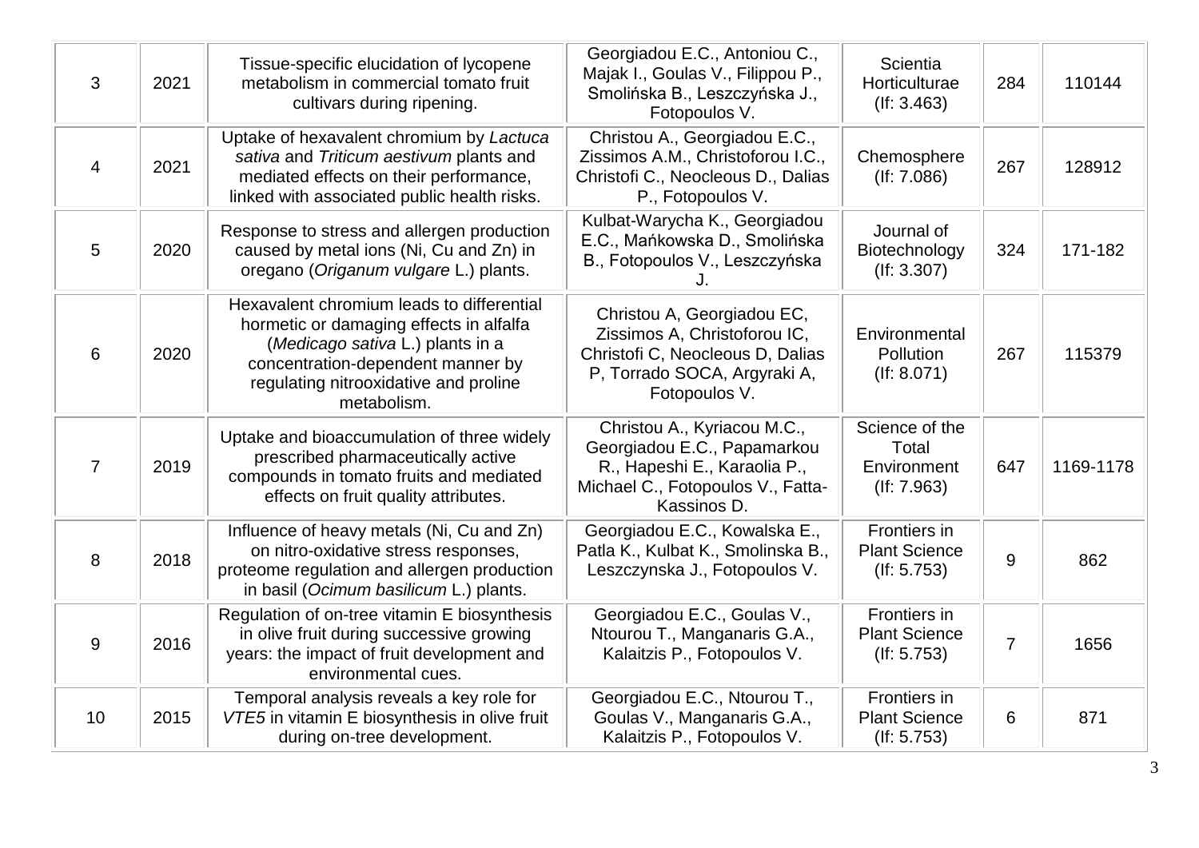| 3 | 2021 | Tissue-specific elucidation of lycopene metabolism in commercial tomato fruit cultivars during ripening. | Georgiadou E.C., Antoniou C., Majak I., Goulas V., Filippou P., Smolińska B., Leszczyńska J., Fotopoulos V. | Scientia Horticulturae (If: 3.463) | 284 | 110144 |
|---|---|---|---|---|---|---|
| 4 | 2021 | Uptake of hexavalent chromium by *Lactuca sativa* and *Triticum aestivum* plants and mediated effects on their performance, linked with associated public health risks. | Christou A., Georgiadou E.C., Zissimos A.M., Christoforou I.C., Christofi C., Neocleous D., Dalias P., Fotopoulos V. | Chemosphere (If: 7.086) | 267 | 128912 |
| 5 | 2020 | Response to stress and allergen production caused by metal ions (Ni, Cu and Zn) in oregano (*Origanum vulgare* L.) plants. | Kulbat-Warycha K., Georgiadou E.C., Mańkowska D., Smolińska B., Fotopoulos V., Leszczyńska J. | Journal of Biotechnology (If: 3.307) | 324 | 171-182 |
| 6 | 2020 | Hexavalent chromium leads to differential hormetic or damaging effects in alfalfa (*Medicago sativa* L.) plants in a concentration-dependent manner by regulating nitrooxidative and proline metabolism. | Christou A, Georgiadou EC, Zissimos A, Christoforou IC, Christofi C, Neocleous D, Dalias P, Torrado SOCA, Argyraki A, Fotopoulos V. | Environmental Pollution (If: 8.071) | 267 | 115379 |
| 7 | 2019 | Uptake and bioaccumulation of three widely prescribed pharmaceutically active compounds in tomato fruits and mediated effects on fruit quality attributes. | Christou A., Kyriacou M.C., Georgiadou E.C., Papamarkou R., Hapeshi E., Karaolia P., Michael C., Fotopoulos V., Fatta-Kassinos D. | Science of the Total Environment (If: 7.963) | 647 | 1169-1178 |
| 8 | 2018 | Influence of heavy metals (Ni, Cu and Zn) on nitro-oxidative stress responses, proteome regulation and allergen production in basil (*Ocimum basilicum* L.) plants. | Georgiadou E.C., Kowalska E., Patla K., Kulbat K., Smolinska B., Leszczynska J., Fotopoulos V. | Frontiers in Plant Science (If: 5.753) | 9 | 862 |
| 9 | 2016 | Regulation of on-tree vitamin E biosynthesis in olive fruit during successive growing years: the impact of fruit development and environmental cues. | Georgiadou E.C., Goulas V., Ntourou T., Manganaris G.A., Kalaitzis P., Fotopoulos V. | Frontiers in Plant Science (If: 5.753) | 7 | 1656 |
| 10 | 2015 | Temporal analysis reveals a key role for *VTE5* in vitamin E biosynthesis in olive fruit during on-tree development. | Georgiadou E.C., Ntourou T., Goulas V., Manganaris G.A., Kalaitzis P., Fotopoulos V. | Frontiers in Plant Science (If: 5.753) | 6 | 871 |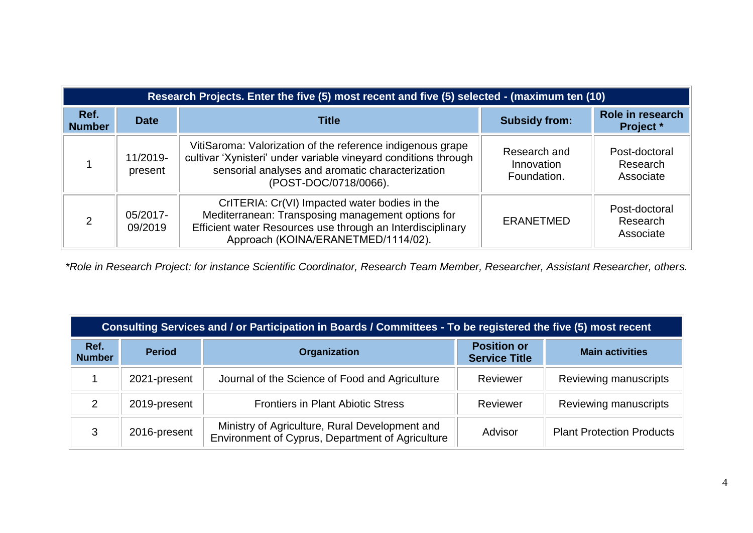| Research Projects. Enter the five (5) most recent and five (5) selected - (maximum ten (10) | | | | |
|---|---|---|---|---|
| **Ref. Number** | **Date** | **Title** | **Subsidy from:** | **Role in research Project *** |
| 1 | 11/2019-present | VitiSaroma: Valorization of the reference indigenous grape cultivar 'Xynisteri' under variable vineyard conditions through sensorial analyses and aromatic characterization (POST-DOC/0718/0066). | Research and Innovation Foundation. | Post-doctoral Research Associate |
| 2 | 05/2017-09/2019 | CrITERIA: Cr(VI) Impacted water bodies in the Mediterranean: Transposing management options for Efficient water Resources use through an Interdisciplinary Approach (KOINA/ERANETMED/1114/02). | ERANETMED | Post-doctoral Research Associate |

*\*Role in Research Project: for instance Scientific Coordinator, Research Team Member, Researcher, Assistant Researcher, others.*

| Consulting Services and / or Participation in Boards / Committees - To be registered the five (5) most recent | | | | |
|---|---|---|---|---|
| **Ref. Number** | **Period** | **Organization** | **Position or Service Title** | **Main activities** |
| 1 | 2021-present | Journal of the Science of Food and Agriculture | Reviewer | Reviewing manuscripts |
| 2 | 2019-present | Frontiers in Plant Abiotic Stress | Reviewer | Reviewing manuscripts |
| 3 | 2016-present | Ministry of Agriculture, Rural Development and Environment of Cyprus, Department of Agriculture | Advisor | Plant Protection Products |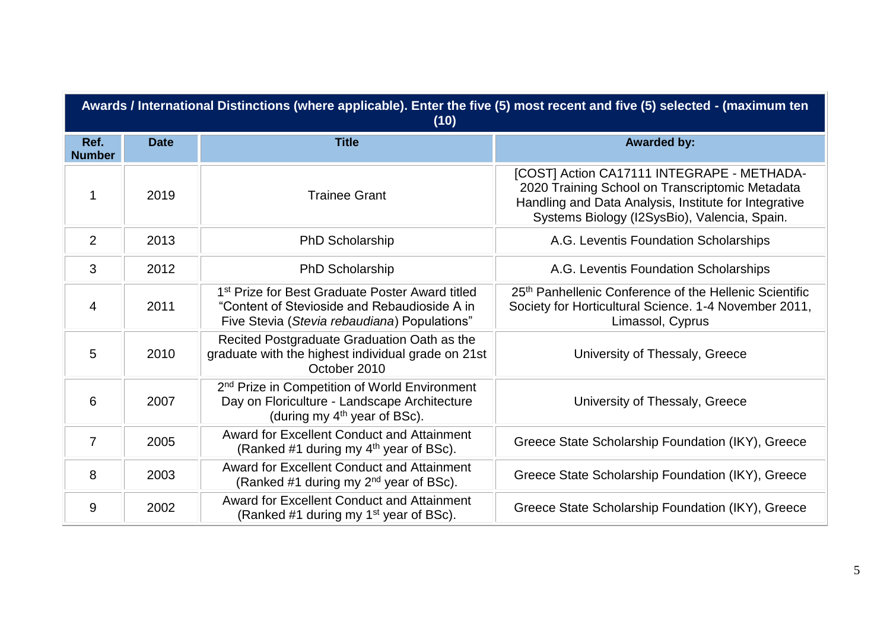| Awards / International Distinctions (where applicable). Enter the five (5) most recent and five (5) selected - (maximum ten (10) | | | |
|---|---|---|---|
| **Ref. Number** | **Date** | **Title** | **Awarded by:** |
| 1 | 2019 | Trainee Grant | [COST] Action CA17111 INTEGRAPE - METHADA-2020 Training School on Transcriptomic Metadata Handling and Data Analysis, Institute for Integrative Systems Biology (I2SysBio), Valencia, Spain. |
| 2 | 2013 | PhD Scholarship | A.G. Leventis Foundation Scholarships |
| 3 | 2012 | PhD Scholarship | A.G. Leventis Foundation Scholarships |
| 4 | 2011 | 1st Prize for Best Graduate Poster Award titled “Content of Stevioside and Rebaudioside A in Five Stevia (*Stevia rebaudiana*) Populations” | 25th Panhellenic Conference of the Hellenic Scientific Society for Horticultural Science. 1-4 November 2011, Limassol, Cyprus |
| 5 | 2010 | Recited Postgraduate Graduation Oath as the graduate with the highest individual grade on 21st October 2010 | University of Thessaly, Greece |
| 6 | 2007 | 2nd Prize in Competition of World Environment Day on Floriculture - Landscape Architecture (during my 4th year of BSc). | University of Thessaly, Greece |
| 7 | 2005 | Award for Excellent Conduct and Attainment (Ranked #1 during my 4th year of BSc). | Greece State Scholarship Foundation (IKY), Greece |
| 8 | 2003 | Award for Excellent Conduct and Attainment (Ranked #1 during my 2nd year of BSc). | Greece State Scholarship Foundation (IKY), Greece |
| 9 | 2002 | Award for Excellent Conduct and Attainment (Ranked #1 during my 1st year of BSc). | Greece State Scholarship Foundation (IKY), Greece |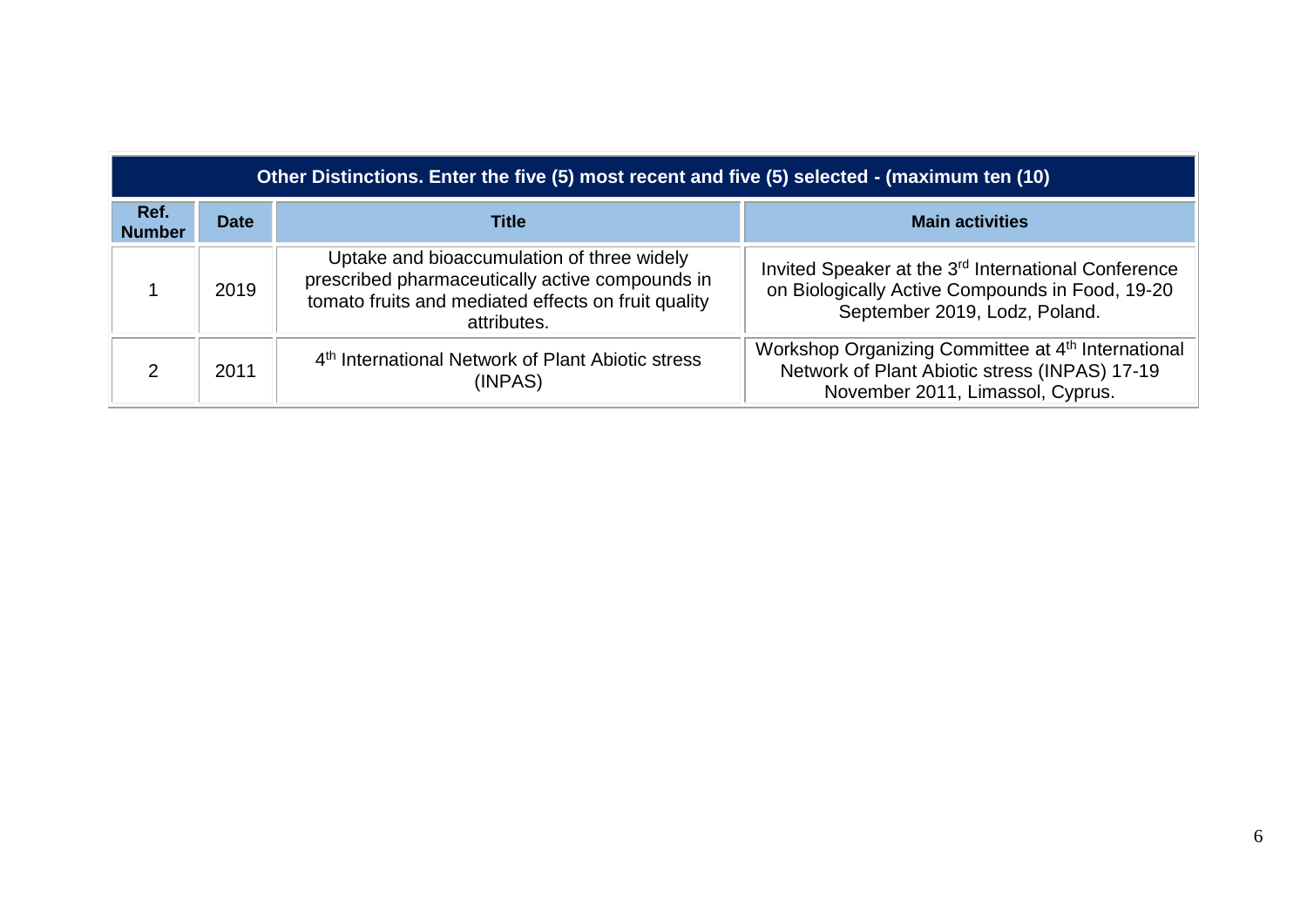| Other Distinctions. Enter the five (5) most recent and five (5) selected - (maximum ten (10) | | | |
|---|---|---|---|
| **Ref. Number** | **Date** | **Title** | **Main activities** |
| 1 | 2019 | Uptake and bioaccumulation of three widely prescribed pharmaceutically active compounds in tomato fruits and mediated effects on fruit quality attributes. | Invited Speaker at the 3rd International Conference on Biologically Active Compounds in Food, 19-20 September 2019, Lodz, Poland. |
| 2 | 2011 | 4th International Network of Plant Abiotic stress (INPAS) | Workshop Organizing Committee at 4th International Network of Plant Abiotic stress (INPAS) 17-19 November 2011, Limassol, Cyprus. |